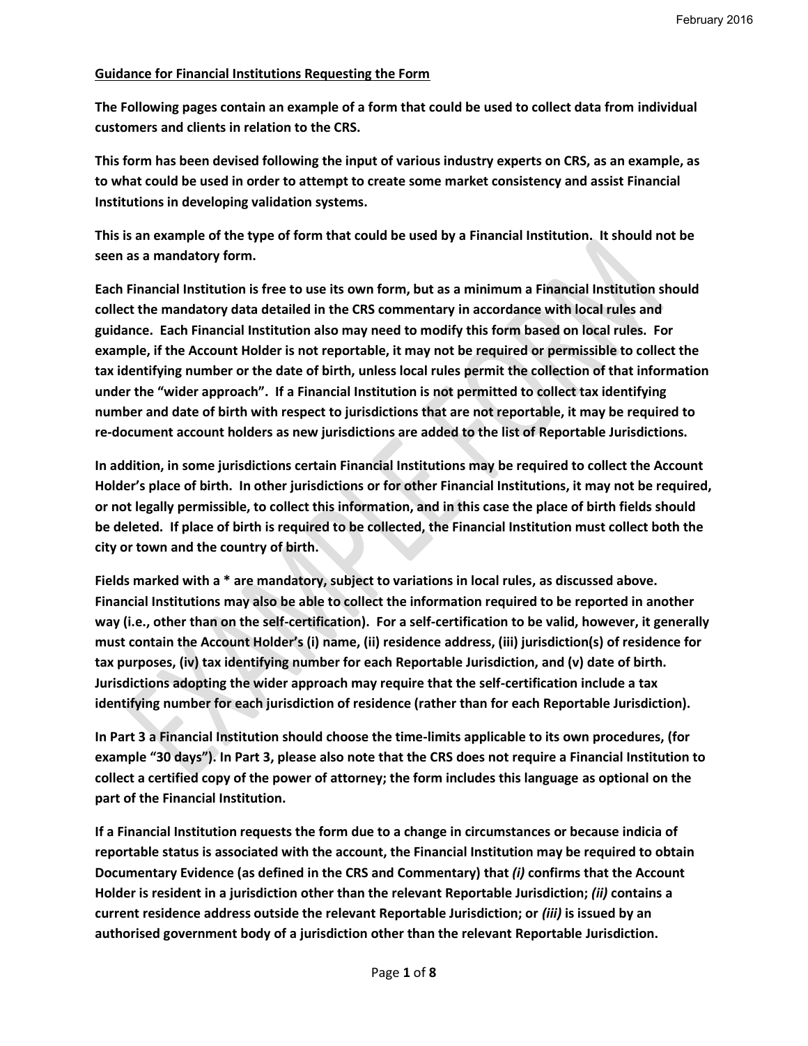**Guidance for Financial Institutions Requesting the Form**

**The Following pages contain an example of a form that could be used to collect data from individual customers and clients in relation to the CRS.**

**This form has been devised following the input of various industry experts on CRS, as an example, as to what could be used in order to attempt to create some market consistency and assist Financial Institutions in developing validation systems.**

**This is an example of the type of form that could be used by a Financial Institution. It should not be seen as a mandatory form.**

**Each Financial Institution is free to use its own form, but as a minimum a Financial Institution should collect the mandatory data detailed in the CRS commentary in accordance with local rules and guidance. Each Financial Institution also may need to modify this form based on local rules. For example, if the Account Holder is not reportable, it may not be required or permissible to collect the tax identifying number or the date of birth, unless local rules permit the collection of that information under the "wider approach". If a Financial Institution is not permitted to collect tax identifying number and date of birth with respect to jurisdictions that are not reportable, it may be required to re-document account holders as new jurisdictions are added to the list of Reportable Jurisdictions.**

**In addition, in some jurisdictions certain Financial Institutions may be required to collect the Account Holder's place of birth. In other jurisdictions or for other Financial Institutions, it may not be required, or not legally permissible, to collect this information, and in this case the place of birth fields should be deleted. If place of birth is required to be collected, the Financial Institution must collect both the city or town and the country of birth.**

**Fields marked with a * are mandatory, subject to variations in local rules, as discussed above. Financial Institutions may also be able to collect the information required to be reported in another way (i.e., other than on the self-certification). For a self-certification to be valid, however, it generally must contain the Account Holder's (i) name, (ii) residence address, (iii) jurisdiction(s) of residence for tax purposes, (iv) tax identifying number for each Reportable Jurisdiction, and (v) date of birth. Jurisdictions adopting the wider approach may require that the self-certification include a tax identifying number for each jurisdiction of residence (rather than for each Reportable Jurisdiction).**

**In Part 3 a Financial Institution should choose the time-limits applicable to its own procedures, (for example "30 days"). In Part 3, please also note that the CRS does not require a Financial Institution to collect a certified copy of the power of attorney; the form includes this language as optional on the part of the Financial Institution.**

**If a Financial Institution requests the form due to a change in circumstances or because indicia of reportable status is associated with the account, the Financial Institution may be required to obtain Documentary Evidence (as defined in the CRS and Commentary) that *(i)* confirms that the Account Holder is resident in a jurisdiction other than the relevant Reportable Jurisdiction; *(ii)* contains a current residence address outside the relevant Reportable Jurisdiction; or *(iii)* is issued by an authorised government body of a jurisdiction other than the relevant Reportable Jurisdiction.**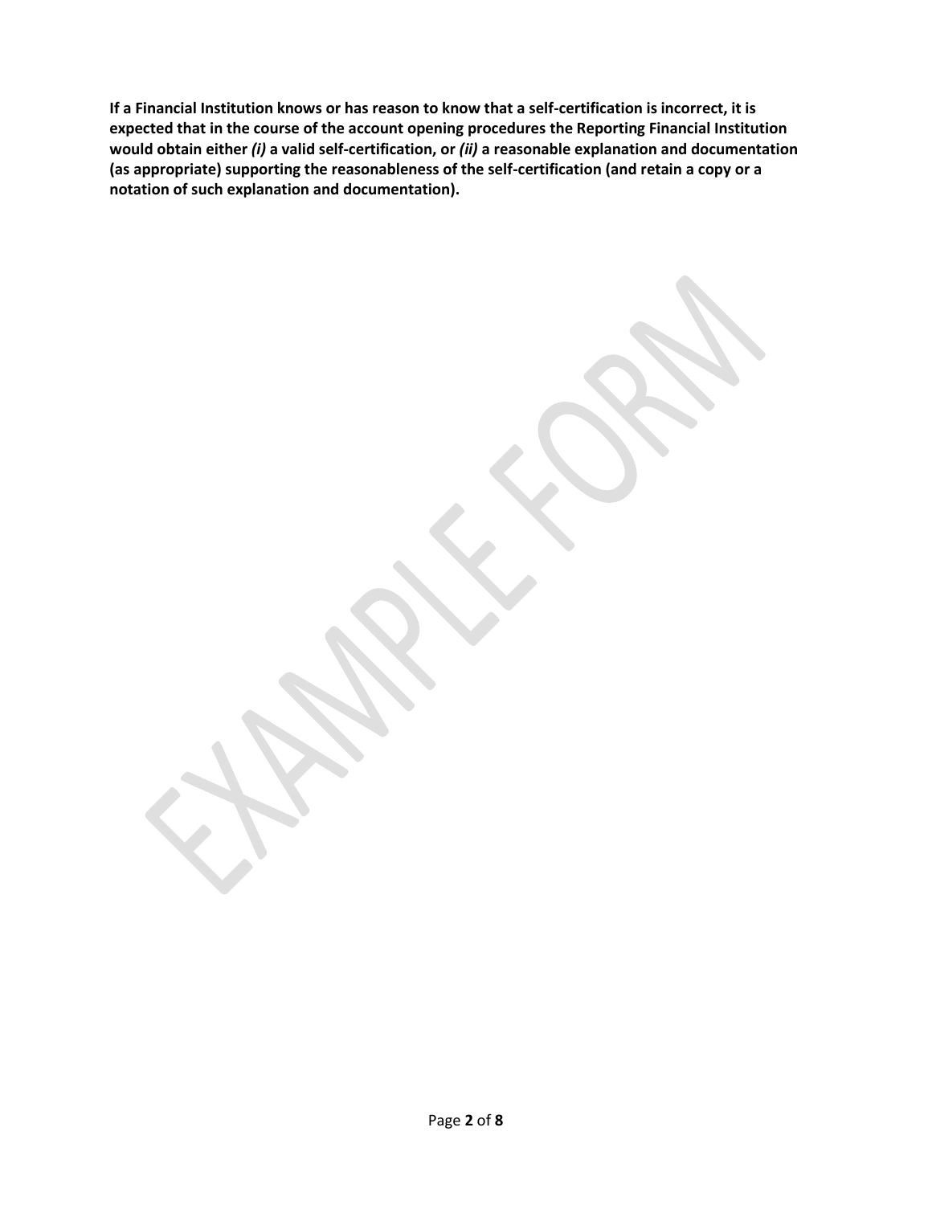**If a Financial Institution knows or has reason to know that a self-certification is incorrect, it is expected that in the course of the account opening procedures the Reporting Financial Institution would obtain either *(i)* a valid self-certification, or *(ii)* a reasonable explanation and documentation (as appropriate) supporting the reasonableness of the self-certification (and retain a copy or a notation of such explanation and documentation).**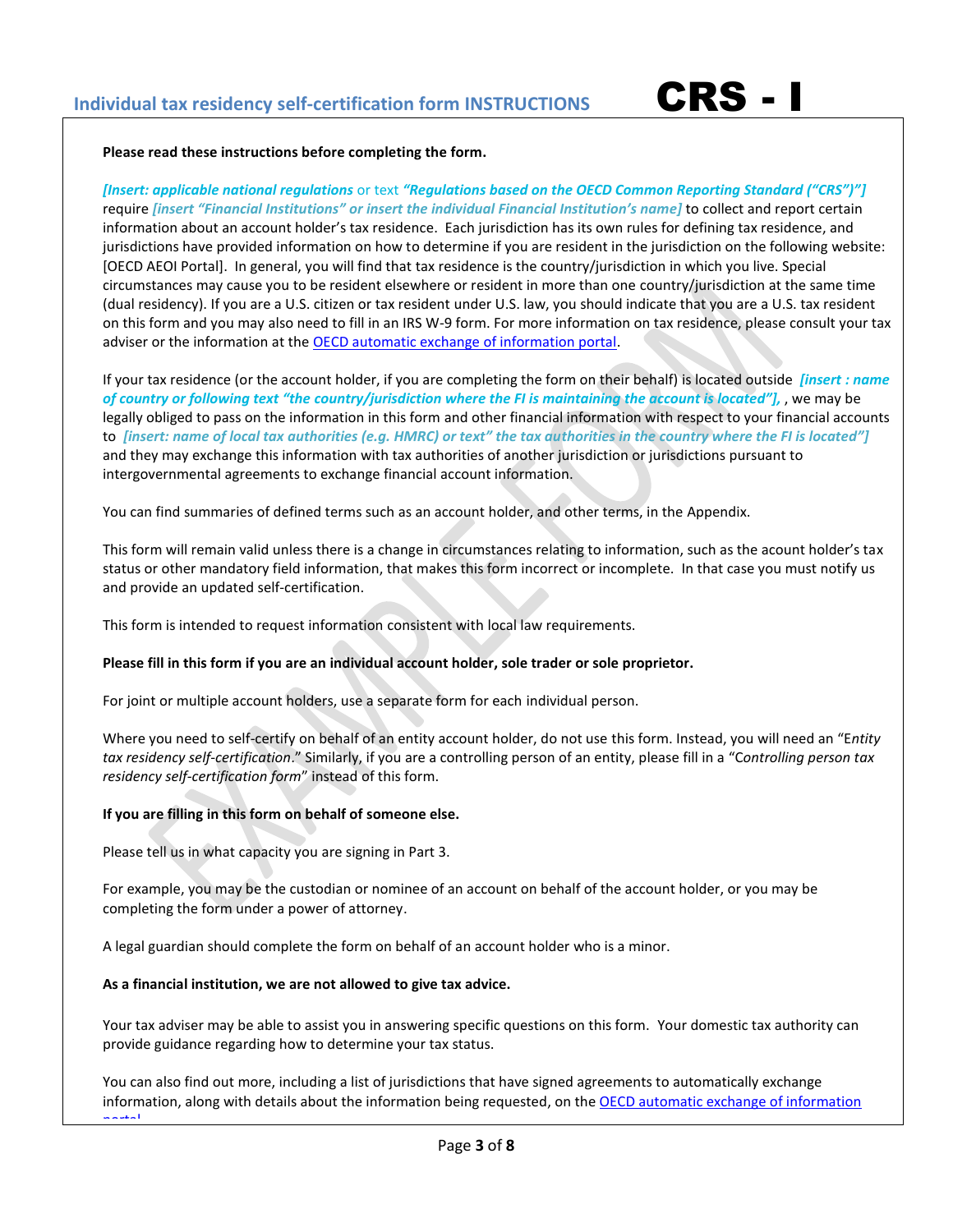# Individual tax residency self-certification form INSTRUCTIONS

# CRS - I

**Please read these instructions before completing the form.**

***[Insert: applicable national regulations*** or text ***"Regulations based on the OECD Common Reporting Standard ("CRS")"]*** require ***[insert "Financial Institutions" or insert the individual Financial Institution's name]*** to collect and report certain information about an account holder's tax residence. Each jurisdiction has its own rules for defining tax residence, and jurisdictions have provided information on how to determine if you are resident in the jurisdiction on the following website: [OECD AEOI Portal]. In general, you will find that tax residence is the country/jurisdiction in which you live. Special circumstances may cause you to be resident elsewhere or resident in more than one country/jurisdiction at the same time (dual residency). If you are a U.S. citizen or tax resident under U.S. law, you should indicate that you are a U.S. tax resident on this form and you may also need to fill in an IRS W-9 form. For more information on tax residence, please consult your tax adviser or the information at the OECD automatic exchange of information portal.

If your tax residence (or the account holder, if you are completing the form on their behalf) is located outside ***[insert : name of country or following text "the country/jurisdiction where the FI is maintaining the account is located"],*** , we may be legally obliged to pass on the information in this form and other financial information with respect to your financial accounts to ***[insert: name of local tax authorities (e.g. HMRC) or text" the tax authorities in the country where the FI is located"]*** and they may exchange this information with tax authorities of another jurisdiction or jurisdictions pursuant to intergovernmental agreements to exchange financial account information.

You can find summaries of defined terms such as an account holder, and other terms, in the Appendix.

This form will remain valid unless there is a change in circumstances relating to information, such as the acount holder's tax status or other mandatory field information, that makes this form incorrect or incomplete. In that case you must notify us and provide an updated self-certification.

This form is intended to request information consistent with local law requirements.

**Please fill in this form if you are an individual account holder, sole trader or sole proprietor.**

For joint or multiple account holders, use a separate form for each individual person.

Where you need to self-certify on behalf of an entity account holder, do not use this form. Instead, you will need an "E*ntity tax residency self-certification*." Similarly, if you are a controlling person of an entity, please fill in a "C*ontrolling person tax residency self-certification form*" instead of this form.

**If you are filling in this form on behalf of someone else.**

Please tell us in what capacity you are signing in Part 3.

For example, you may be the custodian or nominee of an account on behalf of the account holder, or you may be completing the form under a power of attorney.

A legal guardian should complete the form on behalf of an account holder who is a minor.

**As a financial institution, we are not allowed to give tax advice.**

Your tax adviser may be able to assist you in answering specific questions on this form. Your domestic tax authority can provide guidance regarding how to determine your tax status.

You can also find out more, including a list of jurisdictions that have signed agreements to automatically exchange information, along with details about the information being requested, on the OECD automatic exchange of information portal.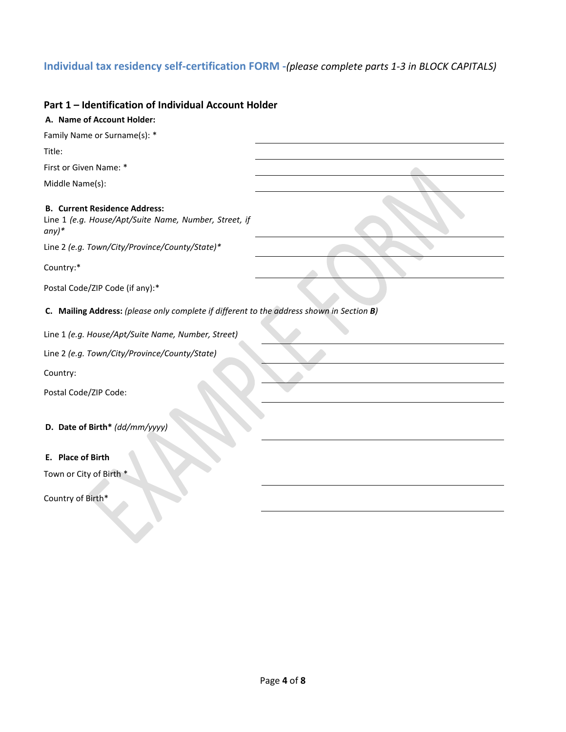## Individual tax residency self-certification FORM -*(please complete parts 1-3 in BLOCK CAPITALS)*

### Part 1 – Identification of Individual Account Holder

**A. Name of Account Holder:**

Family Name or Surname(s): * ______________________

Title: ______________________

First or Given Name: * ______________________

Middle Name(s): ______________________

**B. Current Residence Address:**

Line 1 *(e.g. House/Apt/Suite Name, Number, Street, if any)** ______________________

Line 2 *(e.g. Town/City/Province/County/State)** ______________________

Country:* ______________________

Postal Code/ZIP Code (if any):* ______________________

**C. Mailing Address:** *(please only complete if different to the address shown in Section **B**)*

Line 1 *(e.g. House/Apt/Suite Name, Number, Street)* ______________________

Line 2 *(e.g. Town/City/Province/County/State)* ______________________

Country: ______________________

Postal Code/ZIP Code: ______________________

**D. Date of Birth*** *(dd/mm/yyyy)* ______________________

**E. Place of Birth**

Town or City of Birth * ______________________

Country of Birth* ______________________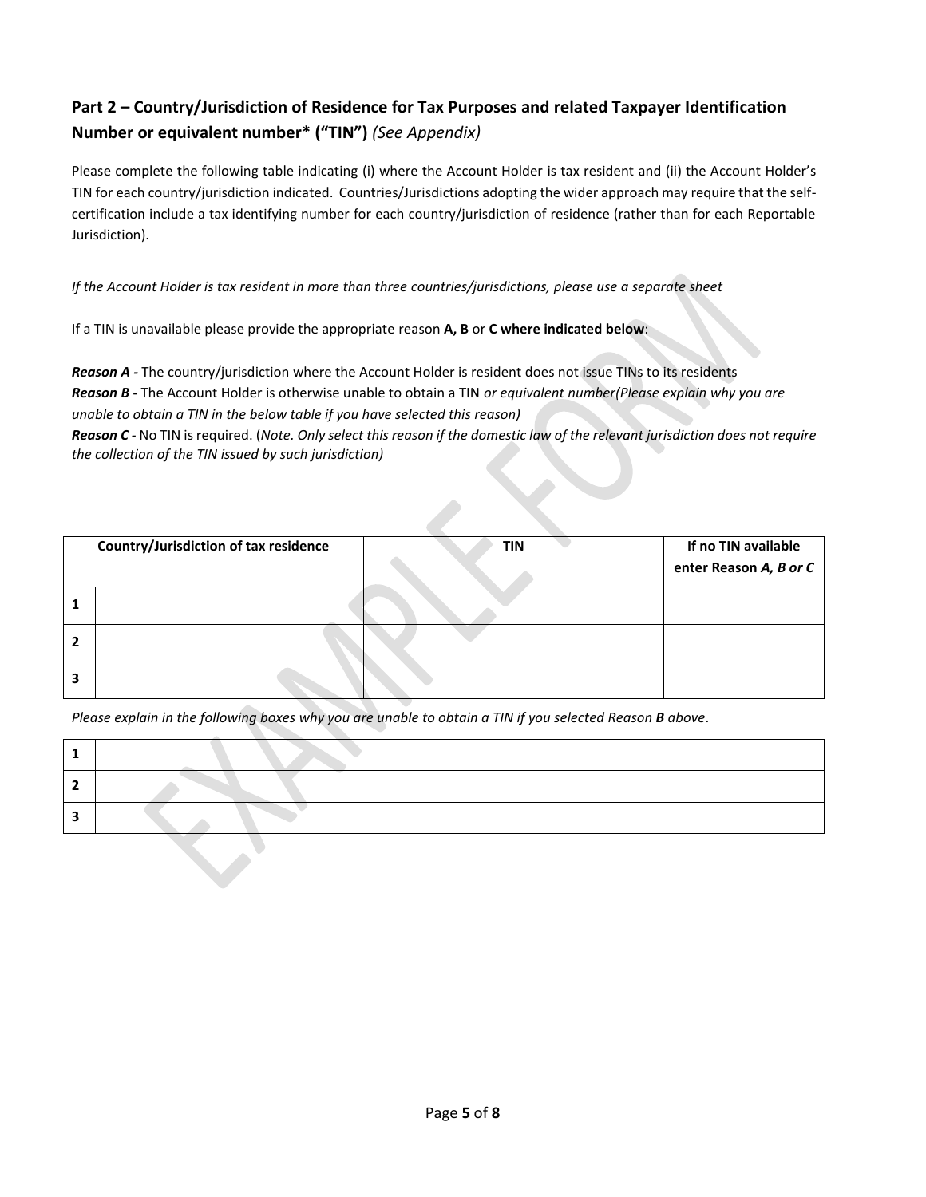## Part 2 – Country/Jurisdiction of Residence for Tax Purposes and related Taxpayer Identification Number or equivalent number* ("TIN") *(See Appendix)*

Please complete the following table indicating (i) where the Account Holder is tax resident and (ii) the Account Holder's TIN for each country/jurisdiction indicated. Countries/Jurisdictions adopting the wider approach may require that the self-certification include a tax identifying number for each country/jurisdiction of residence (rather than for each Reportable Jurisdiction).

*If the Account Holder is tax resident in more than three countries/jurisdictions, please use a separate sheet*

If a TIN is unavailable please provide the appropriate reason **A, B** or **C where indicated below**:

***Reason A -*** The country/jurisdiction where the Account Holder is resident does not issue TINs to its residents
***Reason B -*** The Account Holder is otherwise unable to obtain a TIN *or equivalent number(Please explain why you are unable to obtain a TIN in the below table if you have selected this reason)*
***Reason C*** - No TIN is required. (*Note. Only select this reason if the domestic law of the relevant jurisdiction does not require the collection of the TIN issued by such jurisdiction)*

| | Country/Jurisdiction of tax residence | TIN | If no TIN available enter Reason *A, B or C* |
|---|---|---|---|
| 1 | | | |
| 2 | | | |
| 3 | | | |

*Please explain in the following boxes why you are unable to obtain a TIN if you selected Reason **B** above*.

| | |
|---|---|
| 1 | |
| 2 | |
| 3 | |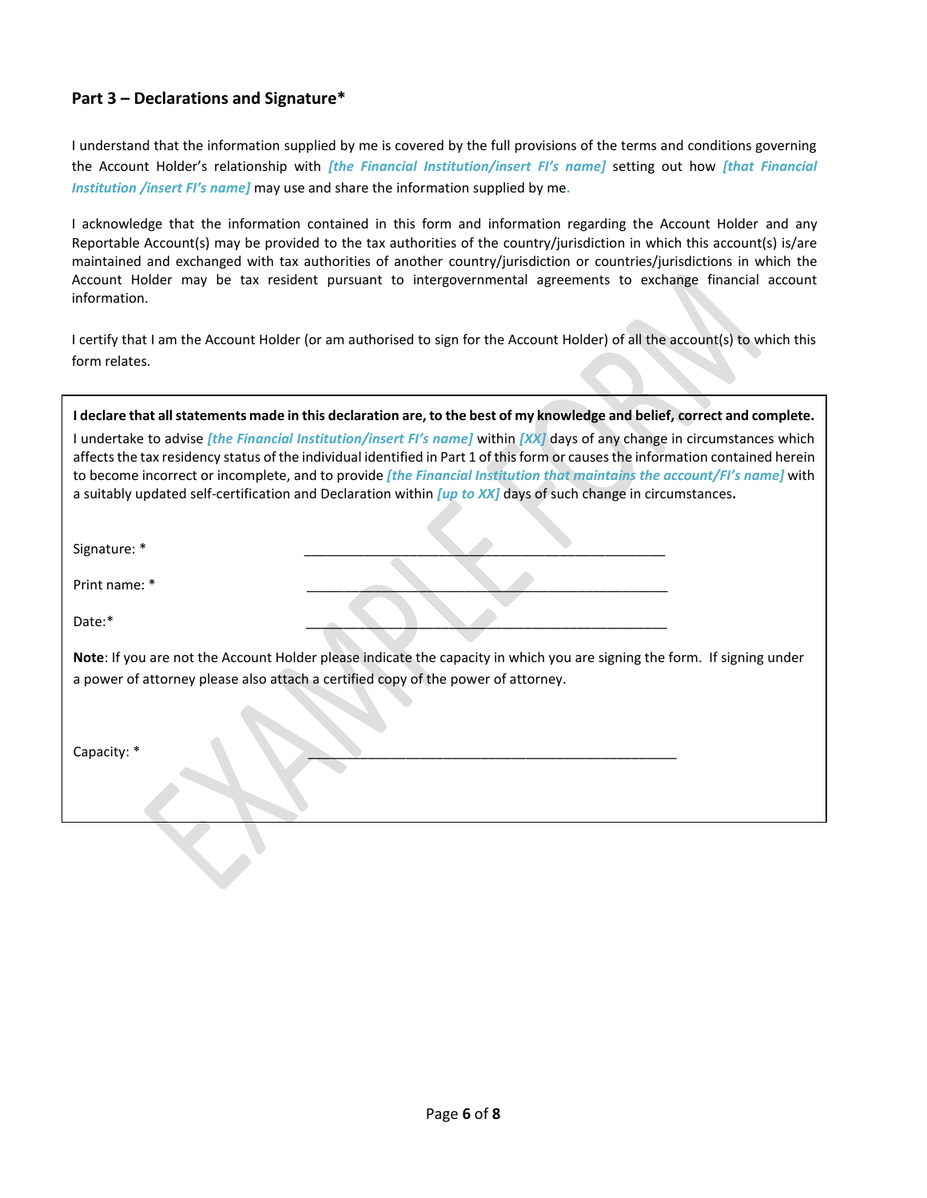## Part 3 – Declarations and Signature*

I understand that the information supplied by me is covered by the full provisions of the terms and conditions governing the Account Holder's relationship with *[the Financial Institution/insert FI's name]* setting out how *[that Financial Institution /insert FI's name]* may use and share the information supplied by me.

I acknowledge that the information contained in this form and information regarding the Account Holder and any Reportable Account(s) may be provided to the tax authorities of the country/jurisdiction in which this account(s) is/are maintained and exchanged with tax authorities of another country/jurisdiction or countries/jurisdictions in which the Account Holder may be tax resident pursuant to intergovernmental agreements to exchange financial account information.

I certify that I am the Account Holder (or am authorised to sign for the Account Holder) of all the account(s) to which this form relates.

**I declare that all statements made in this declaration are, to the best of my knowledge and belief, correct and complete.**

I undertake to advise *[the Financial Institution/insert FI's name]* within *[XX]* days of any change in circumstances which affects the tax residency status of the individual identified in Part 1 of this form or causes the information contained herein to become incorrect or incomplete, and to provide *[the Financial Institution that maintains the account/FI's name]* with a suitably updated self-certification and Declaration within *[up to XX]* days of such change in circumstances**.**

Signature: * ______________________________________________

Print name: * ______________________________________________

Date:* ______________________________________________

**Note**: If you are not the Account Holder please indicate the capacity in which you are signing the form. If signing under a power of attorney please also attach a certified copy of the power of attorney.

Capacity: * ______________________________________________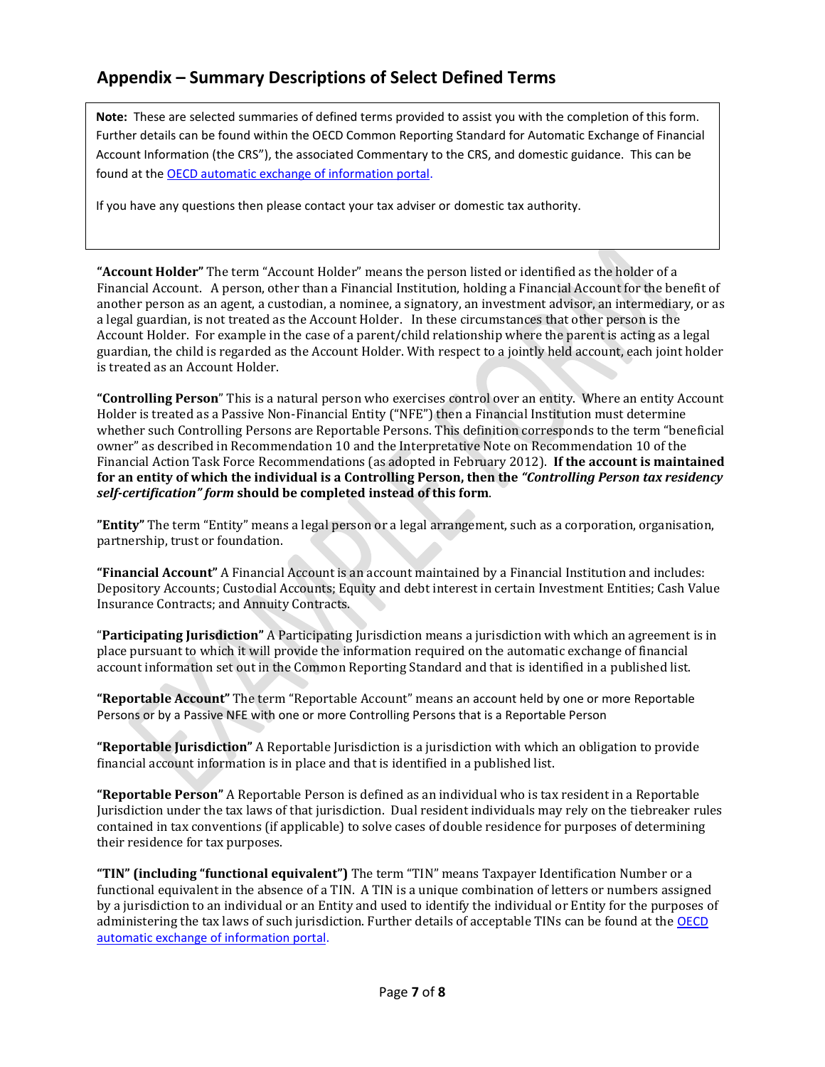## Appendix – Summary Descriptions of Select Defined Terms

> **Note:** These are selected summaries of defined terms provided to assist you with the completion of this form. Further details can be found within the OECD Common Reporting Standard for Automatic Exchange of Financial Account Information (the CRS"), the associated Commentary to the CRS, and domestic guidance. This can be found at the [OECD automatic exchange of information portal](#).
>
> If you have any questions then please contact your tax adviser or domestic tax authority.

**"Account Holder"** The term "Account Holder" means the person listed or identified as the holder of a Financial Account. A person, other than a Financial Institution, holding a Financial Account for the benefit of another person as an agent, a custodian, a nominee, a signatory, an investment advisor, an intermediary, or as a legal guardian, is not treated as the Account Holder. In these circumstances that other person is the Account Holder. For example in the case of a parent/child relationship where the parent is acting as a legal guardian, the child is regarded as the Account Holder. With respect to a jointly held account, each joint holder is treated as an Account Holder.

**"Controlling Person"** This is a natural person who exercises control over an entity. Where an entity Account Holder is treated as a Passive Non-Financial Entity ("NFE") then a Financial Institution must determine whether such Controlling Persons are Reportable Persons. This definition corresponds to the term "beneficial owner" as described in Recommendation 10 and the Interpretative Note on Recommendation 10 of the Financial Action Task Force Recommendations (as adopted in February 2012). **If the account is maintained for an entity of which the individual is a Controlling Person, then the *"Controlling Person tax residency self-certification" form* should be completed instead of this form**.

**"Entity"** The term "Entity" means a legal person or a legal arrangement, such as a corporation, organisation, partnership, trust or foundation.

**"Financial Account"** A Financial Account is an account maintained by a Financial Institution and includes: Depository Accounts; Custodial Accounts; Equity and debt interest in certain Investment Entities; Cash Value Insurance Contracts; and Annuity Contracts.

**"Participating Jurisdiction"** A Participating Jurisdiction means a jurisdiction with which an agreement is in place pursuant to which it will provide the information required on the automatic exchange of financial account information set out in the Common Reporting Standard and that is identified in a published list.

**"Reportable Account"** The term "Reportable Account" means an account held by one or more Reportable Persons or by a Passive NFE with one or more Controlling Persons that is a Reportable Person

**"Reportable Jurisdiction"** A Reportable Jurisdiction is a jurisdiction with which an obligation to provide financial account information is in place and that is identified in a published list.

**"Reportable Person"** A Reportable Person is defined as an individual who is tax resident in a Reportable Jurisdiction under the tax laws of that jurisdiction. Dual resident individuals may rely on the tiebreaker rules contained in tax conventions (if applicable) to solve cases of double residence for purposes of determining their residence for tax purposes.

**"TIN" (including "functional equivalent")** The term "TIN" means Taxpayer Identification Number or a functional equivalent in the absence of a TIN. A TIN is a unique combination of letters or numbers assigned by a jurisdiction to an individual or an Entity and used to identify the individual or Entity for the purposes of administering the tax laws of such jurisdiction. Further details of acceptable TINs can be found at the [OECD automatic exchange of information portal](#).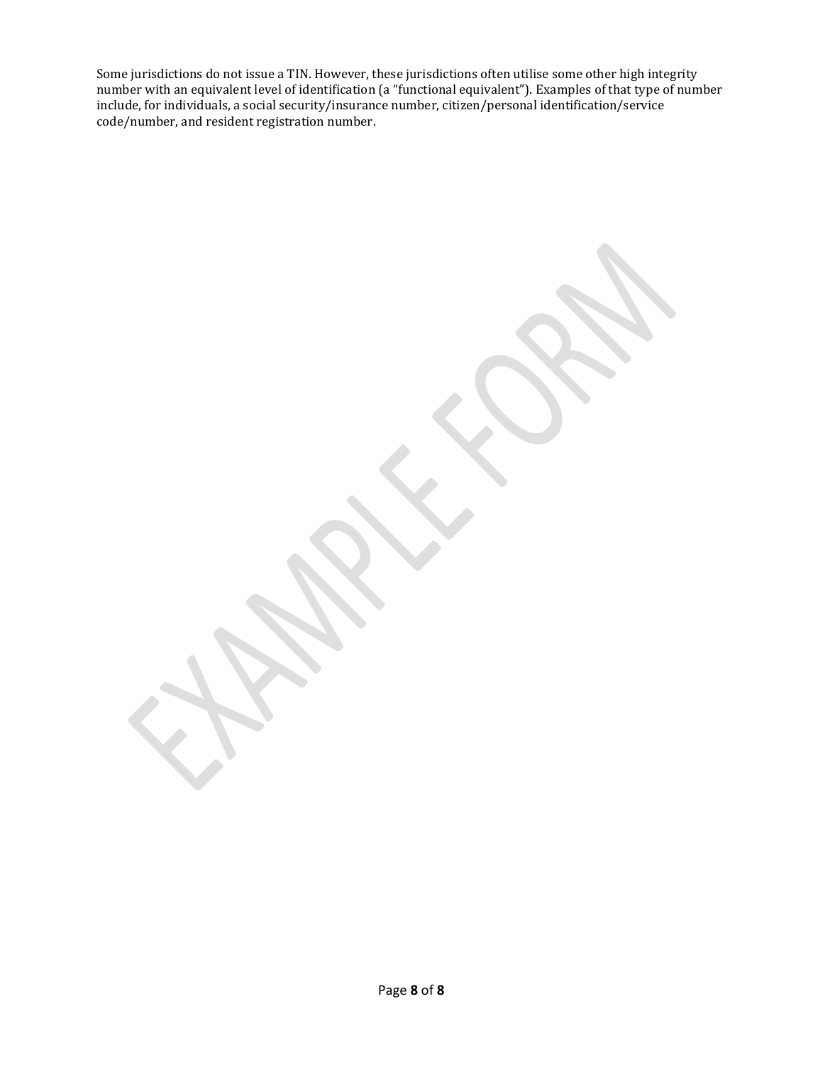Some jurisdictions do not issue a TIN. However, these jurisdictions often utilise some other high integrity number with an equivalent level of identification (a "functional equivalent"). Examples of that type of number include, for individuals, a social security/insurance number, citizen/personal identification/service code/number, and resident registration number.